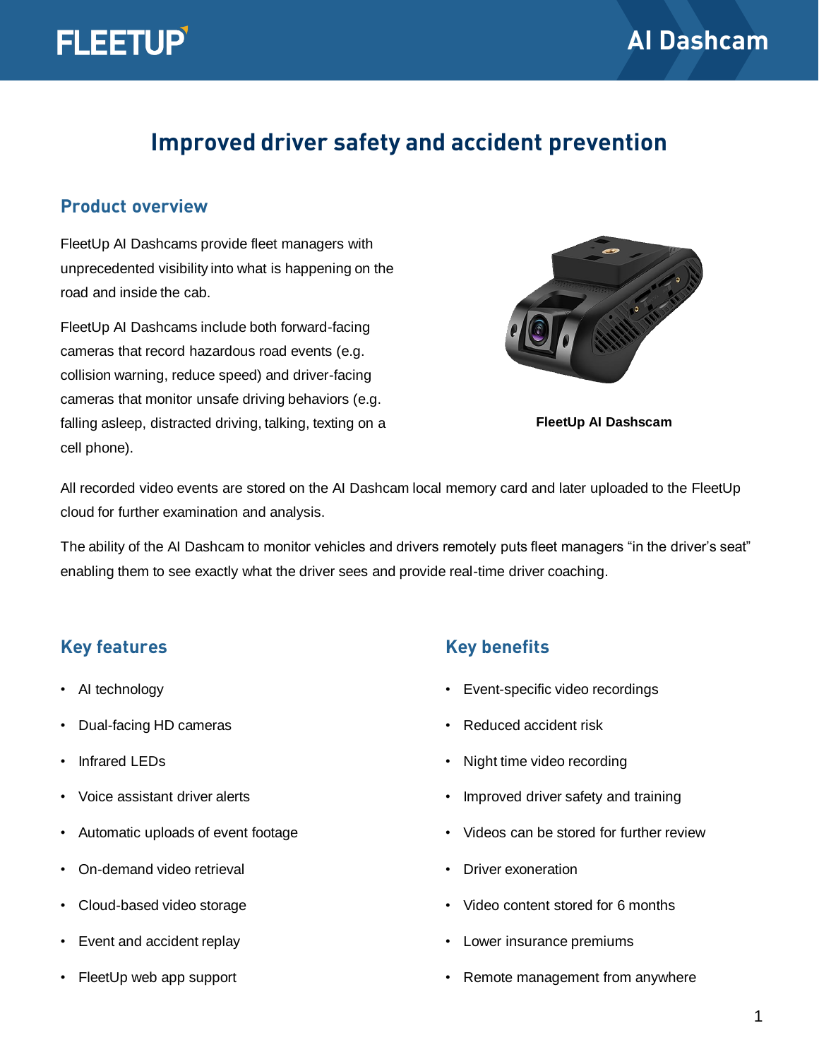# FLEETUP AI Dashcam

## Improved driver safety and accident prevention

### Product overview

FleetUp AI Dashcams provide fleet managers with unprecedented visibility into what is happening on the road and inside the cab.

FleetUp AI Dashcams include both forward-facing cameras that record hazardous road events (e.g. collision warning, reduce speed) and driver-facing cameras that monitor unsafe driving behaviors (e.g. falling asleep, distracted driving, talking, texting on a cell phone).

**FleetUp AI Dashscam**

All recorded video events are stored on the AI Dashcam local memory card and later uploaded to the FleetUp cloud for further examination and analysis.

The ability of the AI Dashcam to monitor vehicles and drivers remotely puts fleet managers "in the driver's seat" enabling them to see exactly what the driver sees and provide real-time driver coaching.

### Key features

- AI technology
- Dual-facing HD cameras
- Infrared LEDs
- Voice assistant driver alerts
- Automatic uploads of event footage
- On-demand video retrieval
- Cloud-based video storage
- Event and accident replay
- FleetUp web app support

### Key benefits

- Event-specific video recordings
- Reduced accident risk
- Night time video recording
- Improved driver safety and training
- Videos can be stored for further review
- Driver exoneration
- Video content stored for 6 months
- Lower insurance premiums
- Remote management from anywhere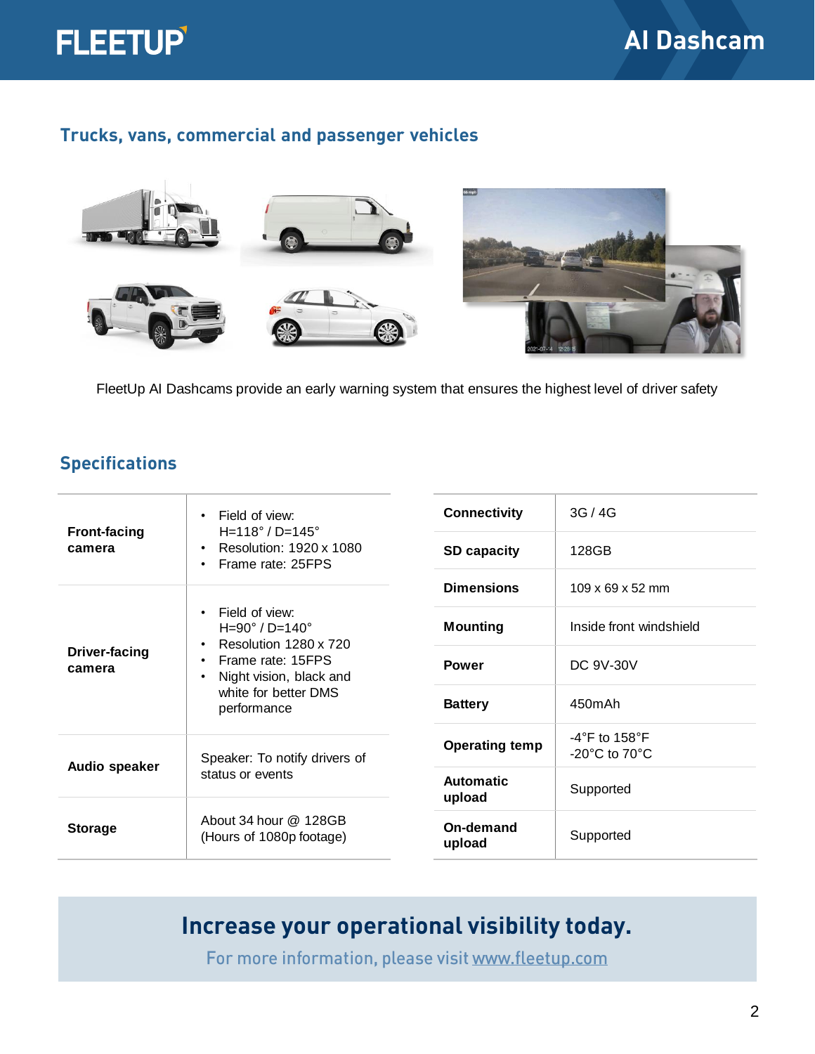# AI Dashcam

## Trucks, vans, commercial and passenger vehicles

FleetUp AI Dashcams provide an early warning system that ensures the highest level of driver safety

## Specifications

| | |
|---|---|
| **Front-facing camera** | • Field of view: H=118° / D=145°<br>• Resolution: 1920 x 1080<br>• Frame rate: 25FPS |
| **Driver-facing camera** | • Field of view: H=90° / D=140°<br>• Resolution 1280 x 720<br>• Frame rate: 15FPS<br>• Night vision, black and white for better DMS performance |
| **Audio speaker** | Speaker: To notify drivers of status or events |
| **Storage** | About 34 hour @ 128GB (Hours of 1080p footage) |

| | |
|---|---|
| **Connectivity** | 3G / 4G |
| **SD capacity** | 128GB |
| **Dimensions** | 109 x 69 x 52 mm |
| **Mounting** | Inside front windshield |
| **Power** | DC 9V-30V |
| **Battery** | 450mAh |
| **Operating temp** | -4°F to 158°F<br>-20°C to 70°C |
| **Automatic upload** | Supported |
| **On-demand upload** | Supported |

**Increase your operational visibility today.**

For more information, please visit www.fleetup.com